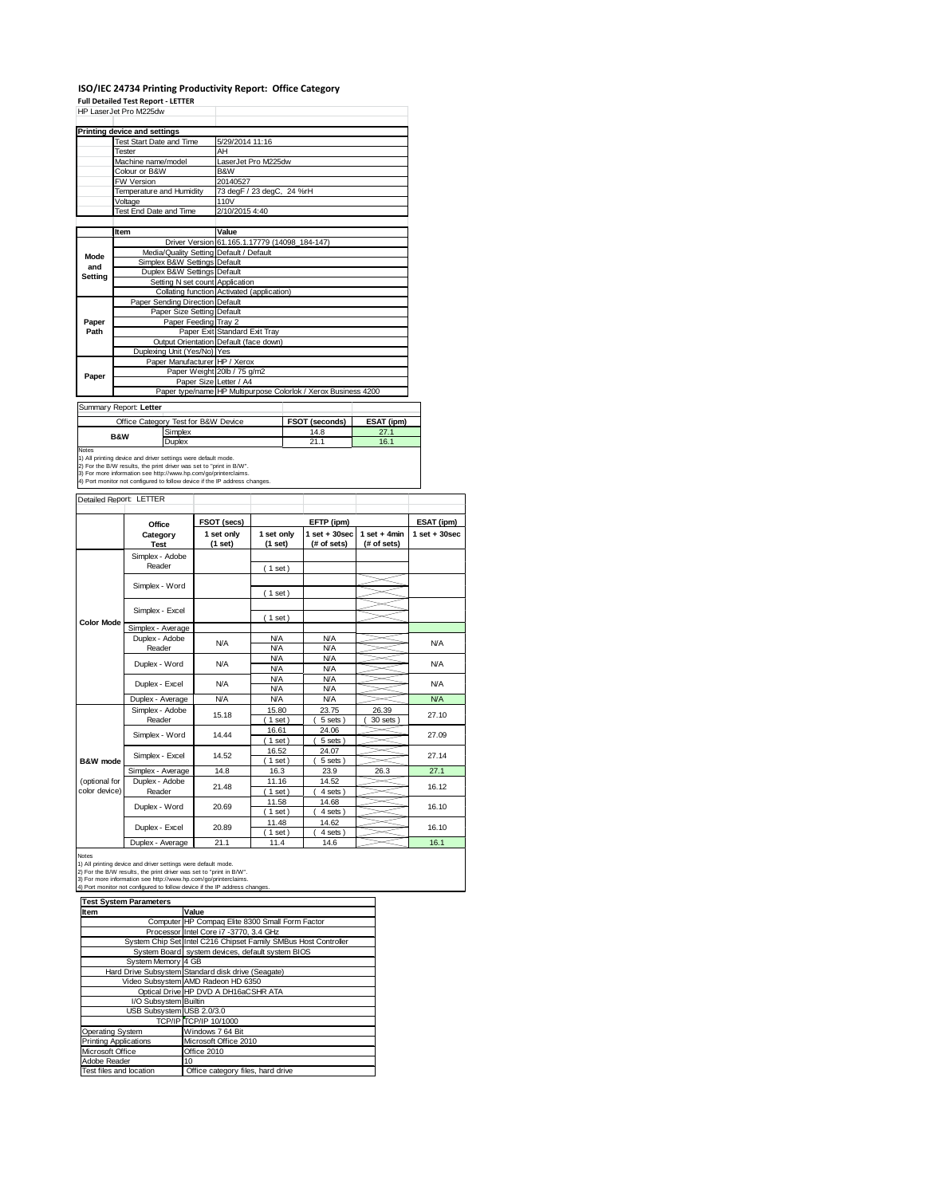# ISO/IEC 24734 Printing Productivity Report: Office Category

**Full Detailed Test Report - LETTER**

HP LaserJet Pro M225dw

| Printing device and settings | |
|---|---|
| Test Start Date and Time | 5/29/2014 11:16 |
| Tester | AH |
| Machine name/model | LaserJet Pro M225dw |
| Colour or B&W | B&W |
| FW Version | 20140527 |
| Temperature and Humidity | 73 degF / 23 degC, 24 %rH |
| Voltage | 110V |
| Test End Date and Time | 2/10/2015 4:40 |

| | Item | Value |
|---|---|---|
| Mode and Setting | Driver Version | 61.165.1.17779 (14098_184-147) |
| | Media/Quality Setting | Default / Default |
| | Simplex B&W Settings | Default |
| | Duplex B&W Settings | Default |
| | Setting N set count | Application |
| | Collating function | Activated (application) |
| Paper Path | Paper Sending Direction | Default |
| | Paper Size Setting | Default |
| | Paper Feeding | Tray 2 |
| | Paper Exit | Standard Exit Tray |
| | Output Orientation | Default (face down) |
| | Duplexing Unit (Yes/No) | Yes |
| Paper | Paper Manufacturer | HP / Xerox |
| | Paper Weight | 20lb / 75 g/m2 |
| | Paper Size | Letter / A4 |
| | Paper type/name | HP Multipurpose Colorlok / Xerox Business 4200 |

Summary Report: **Letter**

| Office Category Test for B&W Device | | FSOT (seconds) | ESAT (ipm) |
|---|---|---|---|
| B&W | Simplex | 14.8 | 27.1 |
| | Duplex | 21.1 | 16.1 |

Notes
1) All printing device and driver settings were default mode.
2) For the B/W results, the print driver was set to "print in B/W".
3) For more information see http://www.hp.com/go/printerclaims.
4) Port monitor not configured to follow device if the IP address changes.

Detailed Report: LETTER

| | Office Category Test | FSOT (secs) 1 set only (1 set) | EFTP (ipm) 1 set only (1 set) | EFTP (ipm) 1 set + 30sec (# of sets) | EFTP (ipm) 1 set + 4min (# of sets) | ESAT (ipm) 1 set + 30sec |
|---|---|---|---|---|---|---|
| Color Mode | Simplex - Adobe Reader | | (1 set) | | | |
| | Simplex - Word | | (1 set) | | | |
| | Simplex - Excel | | (1 set) | | | |
| | Simplex - Average | | | | | |
| | Duplex - Adobe Reader | N/A | N/A<br>N/A | N/A<br>N/A | | N/A |
| | Duplex - Word | N/A | N/A<br>N/A | N/A<br>N/A | | N/A |
| | Duplex - Excel | N/A | N/A<br>N/A | N/A<br>N/A | | N/A |
| | Duplex - Average | N/A | N/A | N/A | | N/A |
| B&W mode (optional for color device) | Simplex - Adobe Reader | 15.18 | 15.80<br>(1 set) | 23.75<br>(5 sets) | 26.39<br>(30 sets) | 27.10 |
| | Simplex - Word | 14.44 | 16.61<br>(1 set) | 24.06<br>(5 sets) | | 27.09 |
| | Simplex - Excel | 14.52 | 16.52<br>(1 set) | 24.07<br>(5 sets) | | 27.14 |
| | Simplex - Average | 14.8 | 16.3 | 23.9 | 26.3 | 27.1 |
| | Duplex - Adobe Reader | 21.48 | 11.16<br>(1 set) | 14.52<br>(4 sets) | | 16.12 |
| | Duplex - Word | 20.69 | 11.58<br>(1 set) | 14.68<br>(4 sets) | | 16.10 |
| | Duplex - Excel | 20.89 | 11.48<br>(1 set) | 14.62<br>(4 sets) | | 16.10 |
| | Duplex - Average | 21.1 | 11.4 | 14.6 | | 16.1 |

Notes
1) All printing device and driver settings were default mode.
2) For the B/W results, the print driver was set to "print in B/W".
3) For more information see http://www.hp.com/go/printerclaims.
4) Port monitor not configured to follow device if the IP address changes.

| Test System Parameters | |
|---|---|
| **Item** | **Value** |
| Computer | HP Compaq Elite 8300 Small Form Factor |
| Processor | Intel Core i7 -3770, 3.4 GHz |
| System Chip Set | Intel C216 Chipset Family SMBus Host Controller |
| System Board | system devices, default system BIOS |
| System Memory | 4 GB |
| Hard Drive Subsystem | Standard disk drive (Seagate) |
| Video Subsystem | AMD Radeon HD 6350 |
| Optical Drive | HP DVD A DH16aCSHR ATA |
| I/O Subsystem | Builtin |
| USB Subsystem | USB 2.0/3.0 |
| TCP/IP | TCP/IP 10/1000 |
| Operating System | Windows 7 64 Bit |
| Printing Applications | Microsoft Office 2010 |
| Microsoft Office | Office 2010 |
| Adobe Reader | 10 |
| Test files and location | Office category files, hard drive |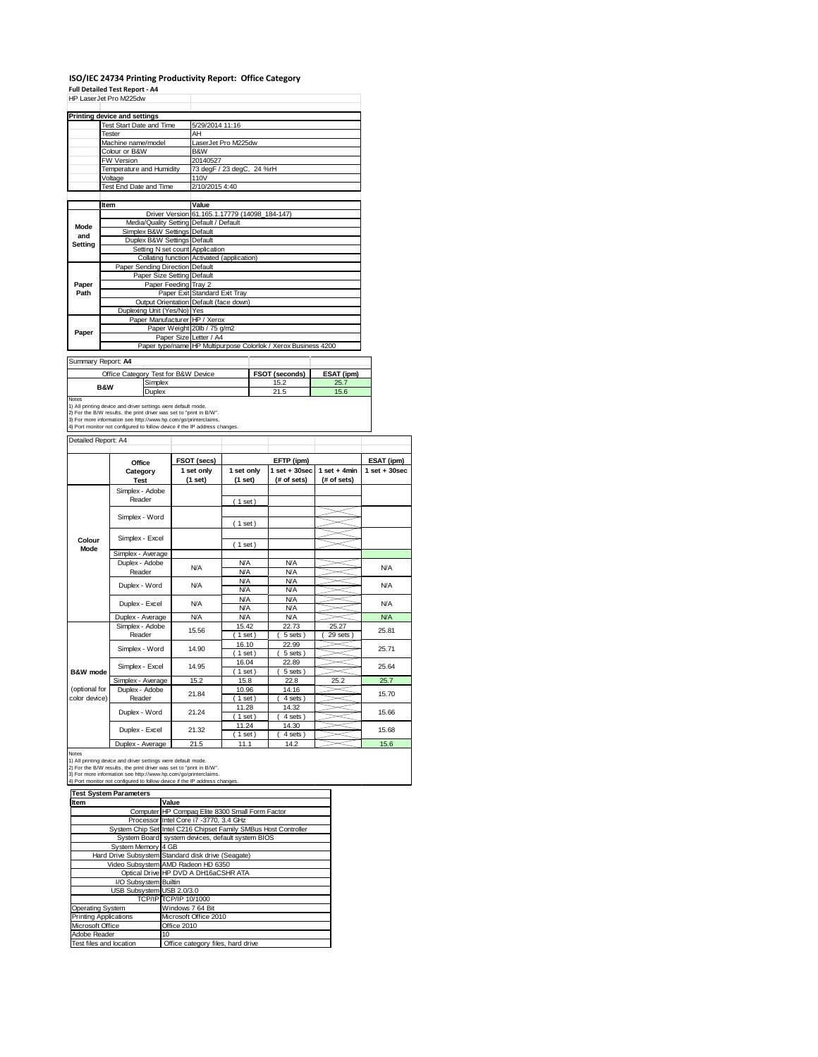# ISO/IEC 24734 Printing Productivity Report: Office Category

**Full Detailed Test Report - A4**

HP LaserJet Pro M225dw

| Printing device and settings | |
|---|---|
| Test Start Date and Time | 5/29/2014 11:16 |
| Tester | AH |
| Machine name/model | LaserJet Pro M225dw |
| Colour or B&W | B&W |
| FW Version | 20140527 |
| Temperature and Humidity | 73 degF / 23 degC, 24 %rH |
| Voltage | 110V |
| Test End Date and Time | 2/10/2015 4:40 |

| | Item | Value |
|---|---|---|
| Mode and Setting | Driver Version | 61.165.1.17779 (14098_184-147) |
| | Media/Quality Setting | Default / Default |
| | Simplex B&W Settings | Default |
| | Duplex B&W Settings | Default |
| | Setting N set count | Application |
| | Collating function | Activated (application) |
| Paper Path | Paper Sending Direction | Default |
| | Paper Size Setting | Default |
| | Paper Feeding | Tray 2 |
| | Paper Exit | Standard Exit Tray |
| | Output Orientation | Default (face down) |
| | Duplexing Unit (Yes/No) | Yes |
| Paper | Paper Manufacturer | HP / Xerox |
| | Paper Weight | 20lb / 75 g/m2 |
| | Paper Size | Letter / A4 |
| | Paper type/name | HP Multipurpose Colorlok / Xerox Business 4200 |

Summary Report: **A4**

| Office Category Test for B&W Device | | FSOT (seconds) | ESAT (ipm) |
|---|---|---|---|
| B&W | Simplex | 15.2 | 25.7 |
| | Duplex | 21.5 | 15.6 |

Notes
1) All printing device and driver settings were default mode.
2) For the B/W results, the print driver was set to "print in B/W".
3) For more information see http://www.hp.com/go/printerclaims.
4) Port monitor not configured to follow device if the IP address changes.

Detailed Report: A4

| | Office Category Test | FSOT (secs) 1 set only (1 set) | EFTP (ipm) 1 set only (1 set) | EFTP (ipm) 1 set + 30sec (# of sets) | EFTP (ipm) 1 set + 4min (# of sets) | ESAT (ipm) 1 set + 30sec |
|---|---|---|---|---|---|---|
| Colour Mode | Simplex - Adobe Reader | | ( 1 set ) | | | |
| | Simplex - Word | | ( 1 set ) | | | |
| | Simplex - Excel | | ( 1 set ) | | | |
| | Simplex - Average | | | | | |
| | Duplex - Adobe Reader | N/A | N/A<br>N/A | N/A<br>N/A | | N/A |
| | Duplex - Word | N/A | N/A<br>N/A | N/A<br>N/A | | N/A |
| | Duplex - Excel | N/A | N/A<br>N/A | N/A<br>N/A | | N/A |
| | Duplex - Average | N/A | N/A | N/A | | N/A |
| B&W mode (optional for color device) | Simplex - Adobe Reader | 15.56 | 15.42<br>( 1 set ) | 22.73<br>( 5 sets ) | 25.27<br>( 29 sets ) | 25.81 |
| | Simplex - Word | 14.90 | 16.10<br>( 1 set ) | 22.99<br>( 5 sets ) | | 25.71 |
| | Simplex - Excel | 14.95 | 16.04<br>( 1 set ) | 22.89<br>( 5 sets ) | | 25.64 |
| | Simplex - Average | 15.2 | 15.8 | 22.8 | 25.2 | 25.7 |
| | Duplex - Adobe Reader | 21.84 | 10.96<br>( 1 set ) | 14.16<br>( 4 sets ) | | 15.70 |
| | Duplex - Word | 21.24 | 11.28<br>( 1 set ) | 14.32<br>( 4 sets ) | | 15.66 |
| | Duplex - Excel | 21.32 | 11.24<br>( 1 set ) | 14.30<br>( 4 sets ) | | 15.68 |
| | Duplex - Average | 21.5 | 11.1 | 14.2 | | 15.6 |

Notes
1) All printing device and driver settings were default mode.
2) For the B/W results, the print driver was set to "print in B/W".
3) For more information see http://www.hp.com/go/printerclaims.
4) Port monitor not configured to follow device if the IP address changes.

| Test System Parameters | |
|---|---|
| **Item** | **Value** |
| Computer | HP Compaq Elite 8300 Small Form Factor |
| Processor | Intel Core i7 -3770, 3.4 GHz |
| System Chip Set | Intel C216 Chipset Family SMBus Host Controller |
| System Board | system devices, default system BIOS |
| System Memory | 4 GB |
| Hard Drive Subsystem | Standard disk drive (Seagate) |
| Video Subsystem | AMD Radeon HD 6350 |
| Optical Drive | HP DVD A DH16aCSHR ATA |
| I/O Subsystem | Builtin |
| USB Subsystem | USB 2.0/3.0 |
| TCP/IP | TCP/IP 10/1000 |
| Operating System | Windows 7 64 Bit |
| Printing Applications | Microsoft Office 2010 |
| Microsoft Office | Office 2010 |
| Adobe Reader | 10 |
| Test files and location | Office category files, hard drive |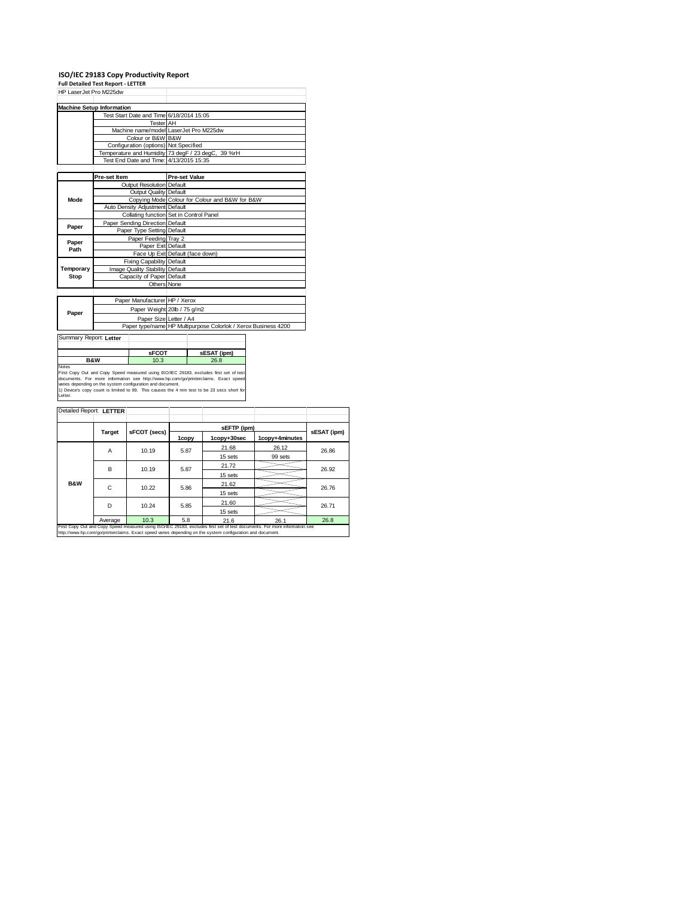# ISO/IEC 29183 Copy Productivity Report

**Full Detailed Test Report - LETTER**

HP LaserJet Pro M225dw

| Machine Setup Information | | |
|---|---|---|
| | Test Start Date and Time | 6/18/2014 15:05 |
| | Tester | AH |
| | Machine name/model | LaserJet Pro M225dw |
| | Colour or B&W | B&W |
| | Configuration (options) | Not Specified |
| | Temperature and Humidity | 73 degF / 23 degC, 39 %rH |
| | Test End Date and Time: | 4/13/2015 15:35 |

| | Pre-set Item | Pre-set Value |
|---|---|---|
| Mode | Output Resolution | Default |
| | Output Quality | Default |
| | Copying Mode | Colour for Colour and B&W for B&W |
| | Auto Density Adjustment | Default |
| | Collating function | Set in Control Panel |
| Paper | Paper Sending Direction | Default |
| | Paper Type Setting | Default |
| Paper Path | Paper Feeding | Tray 2 |
| | Paper Exit | Default |
| | Face Up Exit | Default (face down) |
| Temporary Stop | Fixing Capability | Default |
| | Image Quality Stability | Default |
| | Capacity of Paper | Default |
| | Others | None |

| | | |
|---|---|---|
| Paper | Paper Manufacturer | HP / Xerox |
| | Paper Weight | 20lb / 75 g/m2 |
| | Paper Size | Letter / A4 |
| | Paper type/name | HP Multipurpose Colorlok / Xerox Business 4200 |

Summary Report: **Letter**

| | sFCOT | sESAT (ipm) |
|---|---|---|
| B&W | 10.3 | 26.8 |

Notes
First Copy Out and Copy Speed measured using ISO/IEC 29183, excludes first set of test documents. For more information see http://www.hp.com/go/printerclaims. Exact speed varies depending on the system configuration and document.
1) Device's copy count is limited to 99. This causes the 4 min test to be 23 secs short for Letter.

Detailed Report: **LETTER**

| | Target | sFCOT (secs) | sEFTP (ipm) | | | sESAT (ipm) |
|---|---|---|---|---|---|---|
| | | | 1copy | 1copy+30sec | 1copy+4minutes | |
| B&W | A | 10.19 | 5.87 | 21.68 | 26.12 | 26.86 |
| | | | | 15 sets | 99 sets | |
| | B | 10.19 | 5.87 | 21.72 | | 26.92 |
| | | | | 15 sets | | |
| | C | 10.22 | 5.86 | 21.62 | | 26.76 |
| | | | | 15 sets | | |
| | D | 10.24 | 5.85 | 21.60 | | 26.71 |
| | | | | 15 sets | | |
| | Average | 10.3 | 5.8 | 21.6 | 26.1 | 26.8 |

First Copy Out and Copy Speed measured using ISO/IEC 29183, excludes first set of test documents. For more information see http://www.hp.com/go/printerclaims. Exact speed varies depending on the system configuration and document.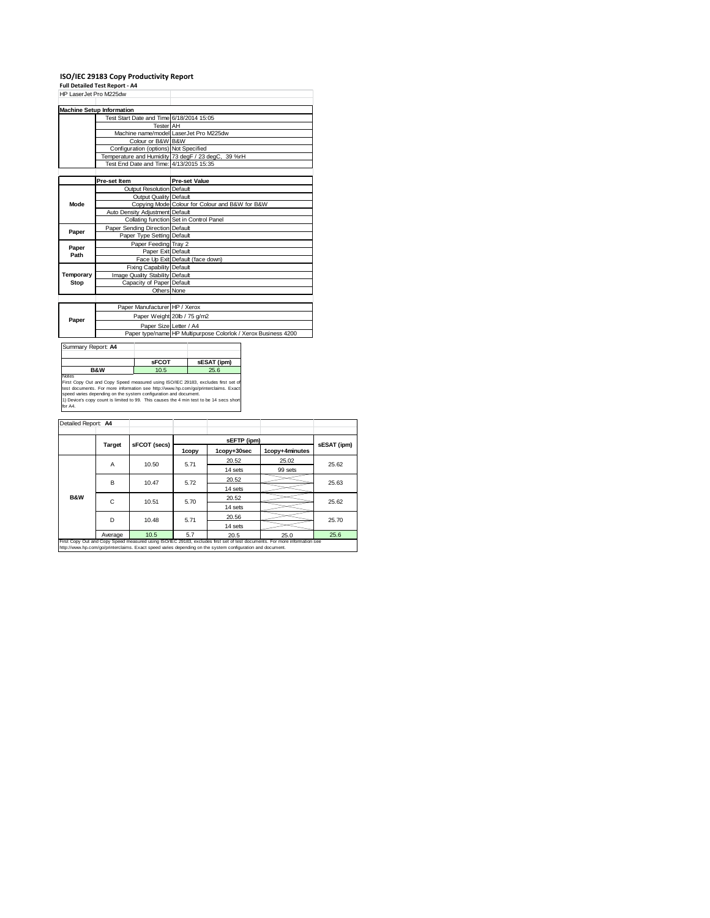# ISO/IEC 29183 Copy Productivity Report

**Full Detailed Test Report - A4**

HP LaserJet Pro M225dw

| Machine Setup Information | | |
|---|---|---|
| | Test Start Date and Time | 6/18/2014 15:05 |
| | Tester | AH |
| | Machine name/model | LaserJet Pro M225dw |
| | Colour or B&W | B&W |
| | Configuration (options) | Not Specified |
| | Temperature and Humidity | 73 degF / 23 degC, 39 %rH |
| | Test End Date and Time: | 4/13/2015 15:35 |

| | Pre-set Item | Pre-set Value |
|---|---|---|
| Mode | Output Resolution | Default |
| | Output Quality | Default |
| | Copying Mode | Colour for Colour and B&W for B&W |
| | Auto Density Adjustment | Default |
| | Collating function | Set in Control Panel |
| Paper | Paper Sending Direction | Default |
| | Paper Type Setting | Default |
| Paper Path | Paper Feeding | Tray 2 |
| | Paper Exit | Default |
| | Face Up Exit | Default (face down) |
| Temporary Stop | Fixing Capability | Default |
| | Image Quality Stability | Default |
| | Capacity of Paper | Default |
| | Others | None |

| | | |
|---|---|---|
| Paper | Paper Manufacturer | HP / Xerox |
| | Paper Weight | 20lb / 75 g/m2 |
| | Paper Size | Letter / A4 |
| | Paper type/name | HP Multipurpose Colorlok / Xerox Business 4200 |

**Summary Report: A4**

| | sFCOT | sESAT (ipm) |
|---|---|---|
| B&W | 10.5 | 25.6 |

Notes

First Copy Out and Copy Speed measured using ISO/IEC 29183, excludes first set of test documents. For more information see http://www.hp.com/go/printerclaims. Exact speed varies depending on the system configuration and document.

1) Device's copy count is limited to 99. This causes the 4 min test to be 14 secs short for A4.

**Detailed Report: A4**

| | Target | sFCOT (secs) | sEFTP (ipm) 1copy | sEFTP (ipm) 1copy+30sec | sEFTP (ipm) 1copy+4minutes | sESAT (ipm) |
|---|---|---|---|---|---|---|
| B&W | A | 10.50 | 5.71 | 20.52 | 25.02 | 25.62 |
| | | | | 14 sets | 99 sets | |
| | B | 10.47 | 5.72 | 20.52 | | 25.63 |
| | | | | 14 sets | | |
| | C | 10.51 | 5.70 | 20.52 | | 25.62 |
| | | | | 14 sets | | |
| | D | 10.48 | 5.71 | 20.56 | | 25.70 |
| | | | | 14 sets | | |
| | Average | 10.5 | 5.7 | 20.5 | 25.0 | 25.6 |

First Copy Out and Copy Speed measured using ISO/IEC 29183, excludes first set of test documents. For more information see http://www.hp.com/go/printerclaims. Exact speed varies depending on the system configuration and document.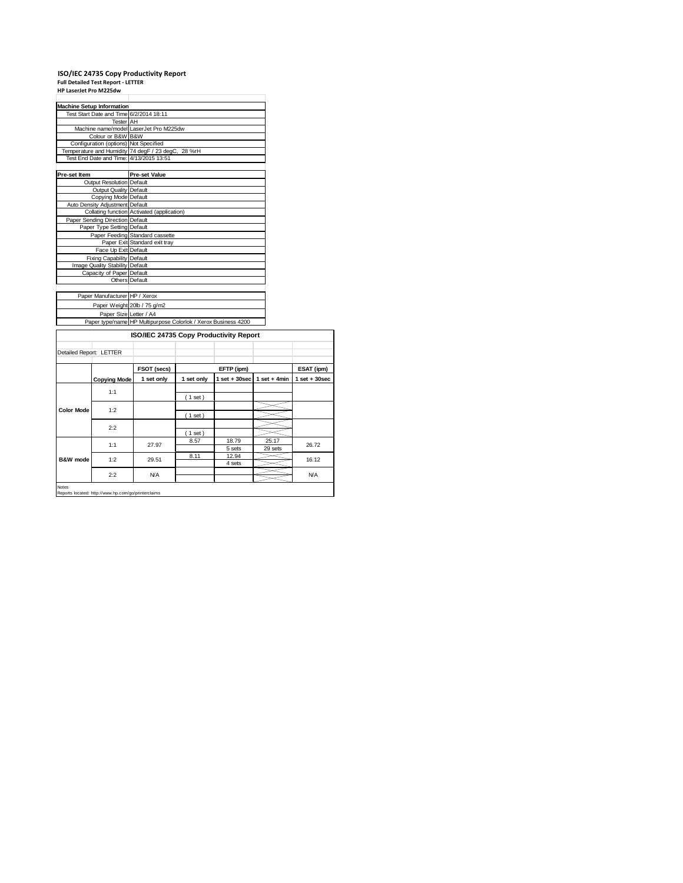# ISO/IEC 24735 Copy Productivity Report

**Full Detailed Test Report - LETTER**

**HP LaserJet Pro M225dw**

| Machine Setup Information | |
|---|---|
| Test Start Date and Time | 6/2/2014 18:11 |
| Tester | AH |
| Machine name/model | LaserJet Pro M225dw |
| Colour or B&W | B&W |
| Configuration (options) | Not Specified |
| Temperature and Humidity | 74 degF / 23 degC, 28 %rH |
| Test End Date and Time: | 4/13/2015 13:51 |

| Pre-set Item | Pre-set Value |
|---|---|
| Output Resolution | Default |
| Output Quality | Default |
| Copying Mode | Default |
| Auto Density Adjustment | Default |
| Collating function | Activated (application) |
| Paper Sending Direction | Default |
| Paper Type Setting | Default |
| Paper Feeding | Standard cassette |
| Paper Exit | Standard exit tray |
| Face Up Exit | Default |
| Fixing Capability | Default |
| Image Quality Stability | Default |
| Capacity of Paper | Default |
| Others | Default |

| | |
|---|---|
| Paper Manufacturer | HP / Xerox |
| Paper Weight | 20lb / 75 g/m2 |
| Paper Size | Letter / A4 |
| Paper type/name | HP Multipurpose Colorlok / Xerox Business 4200 |

**ISO/IEC 24735 Copy Productivity Report**

Detailed Report: LETTER

| | | FSOT (secs) | EFTP (ipm) | | | ESAT (ipm) |
|---|---|---|---|---|---|---|
| | **Copying Mode** | **1 set only** | **1 set only** | **1 set + 30sec** | **1 set + 4min** | **1 set + 30sec** |
| **Color Mode** | 1:1 | | ( 1 set ) | | | |
| | 1:2 | | ( 1 set ) | | | |
| | 2:2 | | ( 1 set ) | | | |
| **B&W mode** | 1:1 | 27.97 | 8.57 | 18.79<br>5 sets | 25.17<br>29 sets | 26.72 |
| | 1:2 | 29.51 | 8.11 | 12.94<br>4 sets | | 16.12 |
| | 2:2 | N/A | | | | N/A |

Notes

Reports located: http://www.hp.com/go/printerclaims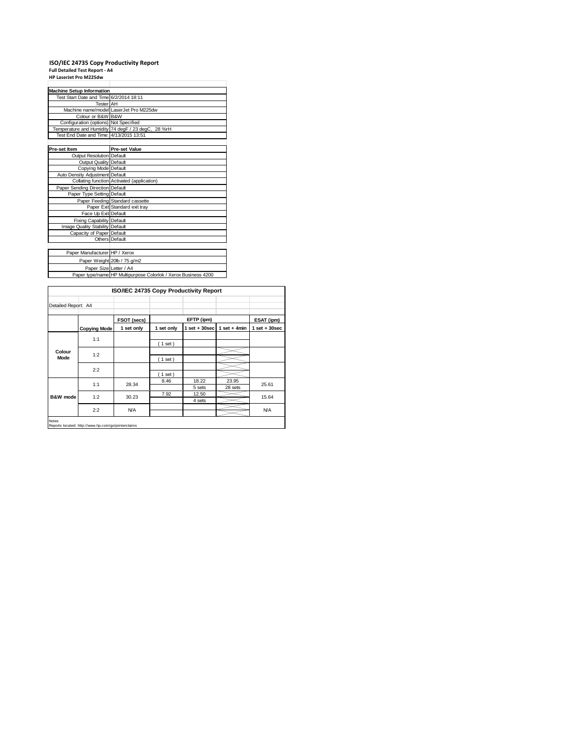# ISO/IEC 24735 Copy Productivity Report

**Full Detailed Test Report - A4**

**HP LaserJet Pro M225dw**

| Machine Setup Information | |
|---|---|
| Test Start Date and Time | 6/2/2014 18:11 |
| Tester | AH |
| Machine name/model | LaserJet Pro M225dw |
| Colour or B&W | B&W |
| Configuration (options) | Not Specified |
| Temperature and Humidity | 74 degF / 23 degC, 28 %rH |
| Test End Date and Time: | 4/13/2015 13:51 |

| Pre-set Item | Pre-set Value |
|---|---|
| Output Resolution | Default |
| Output Quality | Default |
| Copying Mode | Default |
| Auto Density Adjustment | Default |
| Collating function | Activated (application) |
| Paper Sending Direction | Default |
| Paper Type Setting | Default |
| Paper Feeding | Standard cassette |
| Paper Exit | Standard exit tray |
| Face Up Exit | Default |
| Fixing Capability | Default |
| Image Quality Stability | Default |
| Capacity of Paper | Default |
| Others | Default |

| | |
|---|---|
| Paper Manufacturer | HP / Xerox |
| Paper Weight | 20lb / 75 g/m2 |
| Paper Size | Letter / A4 |
| Paper type/name | HP Multipurpose Colorlok / Xerox Business 4200 |

**ISO/IEC 24735 Copy Productivity Report**

Detailed Report: A4

| | | FSOT (secs) | EFTP (ipm) | | | ESAT (ipm) |
|---|---|---|---|---|---|---|
| | Copying Mode | 1 set only | 1 set only | 1 set + 30sec | 1 set + 4min | 1 set + 30sec |
| Colour Mode | 1:1 | | ( 1 set ) | | | |
| | 1:2 | | ( 1 set ) | | | |
| | 2:2 | | ( 1 set ) | | | |
| B&W mode | 1:1 | 28.34 | 8.46 | 18.22<br>5 sets | 23.95<br>28 sets | 25.61 |
| | 1:2 | 30.23 | 7.92 | 12.50<br>4 sets | | 15.64 |
| | 2:2 | N/A | | | | N/A |

Notes

Reports located: http://www.hp.com/go/printerclaims